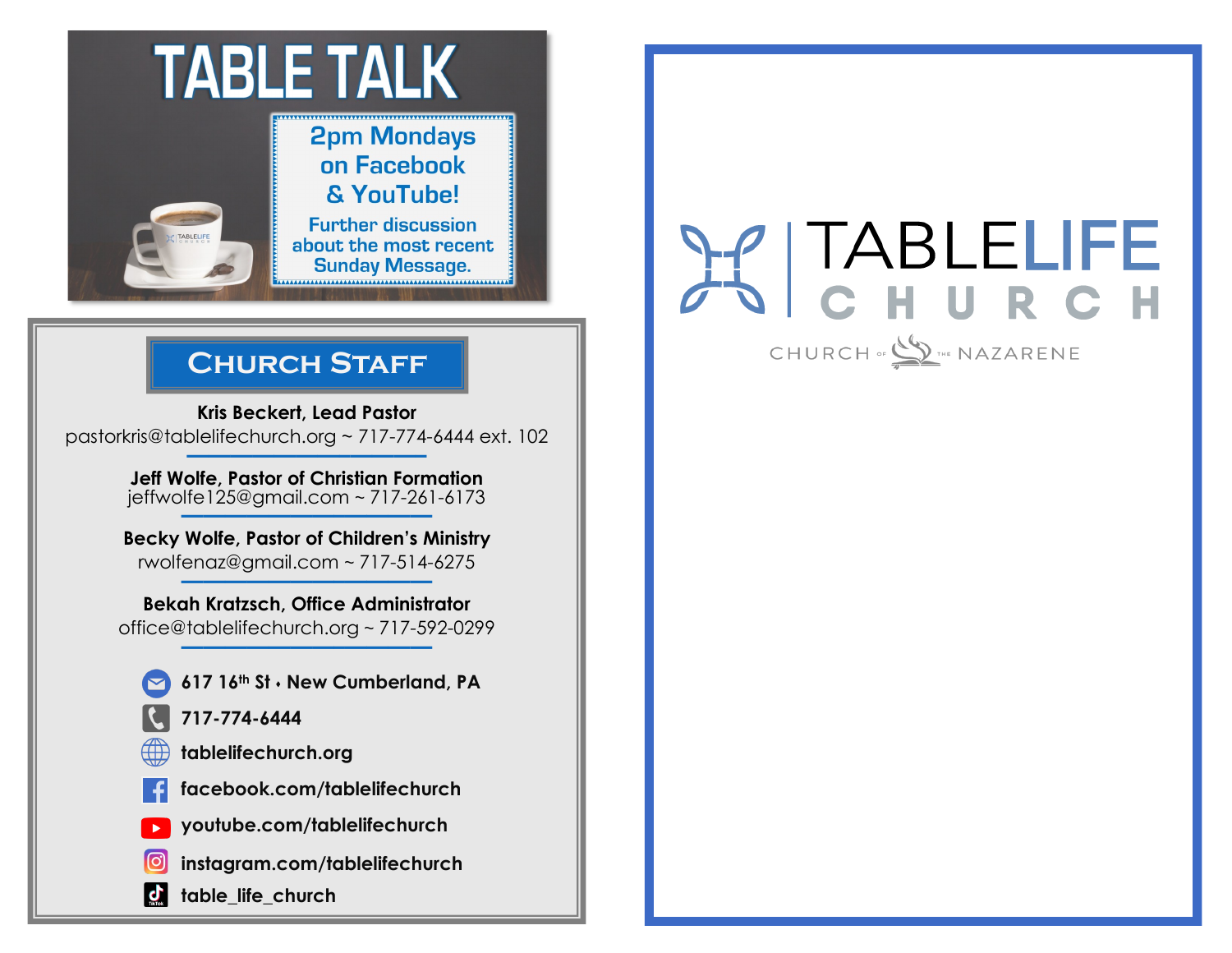# TABLE TALK

**2pm Mondays on Facebook & YouTube!**

Further discussion about the most recent Sunday Message.

## Church Staff

**Kris Beckert, Lead Pastor**
pastorkris@tablelifechurch.org ~ 717-774-6444 ext. 102

**Jeff Wolfe, Pastor of Christian Formation**
jeffwolfe125@gmail.com ~ 717-261-6173

**Becky Wolfe, Pastor of Children's Ministry**
rwolfenaz@gmail.com ~ 717-514-6275

**Bekah Kratzsch, Office Administrator**
office@tablelifechurch.org ~ 717-592-0299

**617 16th St • New Cumberland, PA**

**717-774-6444**

**tablelifechurch.org**

**facebook.com/tablelifechurch**

**youtube.com/tablelifechurch**

**instagram.com/tablelifechurch**

**table_life_church**

# TABLELIFE CHURCH

CHURCH OF THE NAZARENE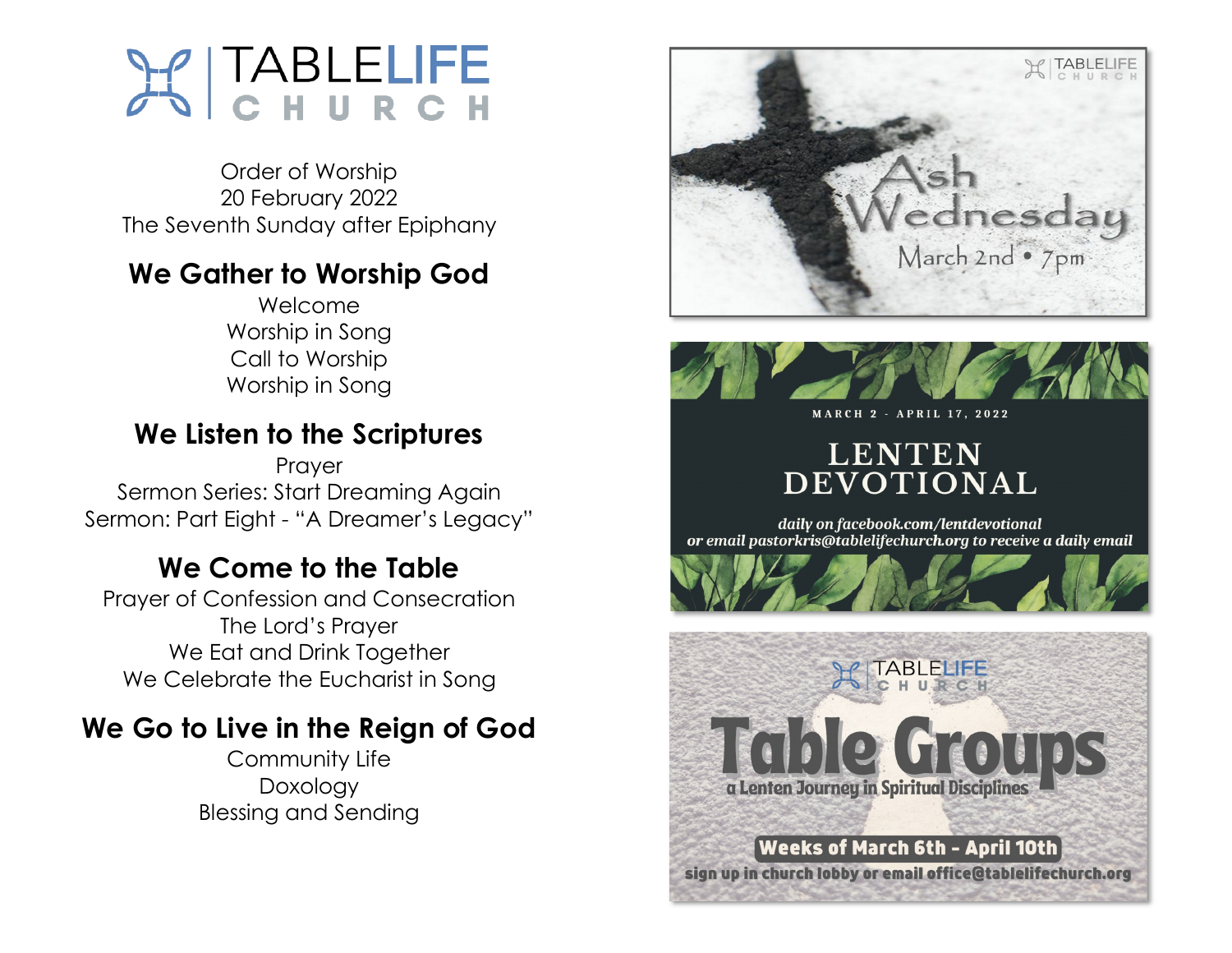# TABLELIFE CHURCH

Order of Worship
20 February 2022
The Seventh Sunday after Epiphany

## We Gather to Worship God

Welcome
Worship in Song
Call to Worship
Worship in Song

## We Listen to the Scriptures

Prayer
Sermon Series: Start Dreaming Again
Sermon: Part Eight - "A Dreamer's Legacy"

## We Come to the Table

Prayer of Confession and Consecration
The Lord's Prayer
We Eat and Drink Together
We Celebrate the Eucharist in Song

## We Go to Live in the Reign of God

Community Life
Doxology
Blessing and Sending

---

TABLELIFE CHURCH

**Ash Wednesday**
March 2nd • 7pm

---

MARCH 2 - APRIL 17, 2022

**LENTEN DEVOTIONAL**

*daily on facebook.com/lentdevotional*
*or email pastorkris@tablelifechurch.org to receive a daily email*

---

TABLELIFE CHURCH

**Table Groups**
a Lenten Journey in Spiritual Disciplines

**Weeks of March 6th - April 10th**
sign up in church lobby or email office@tablelifechurch.org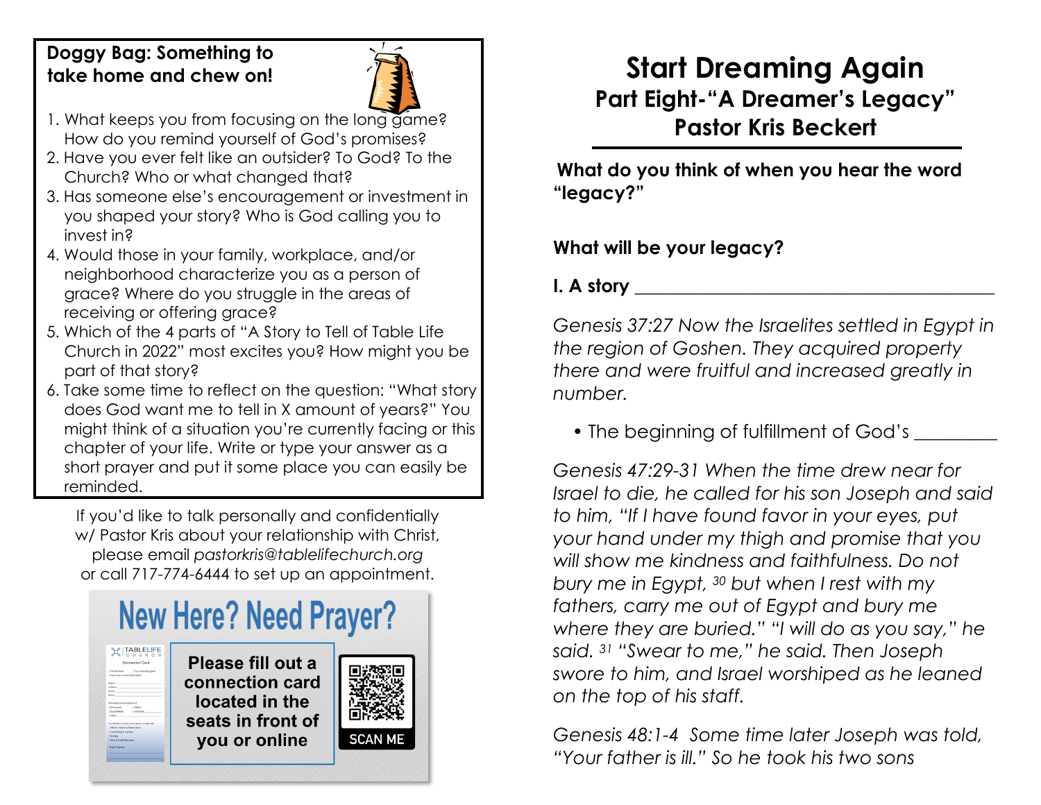**Doggy Bag: Something to take home and chew on!**

1. What keeps you from focusing on the long game? How do you remind yourself of God's promises?
2. Have you ever felt like an outsider? To God? To the Church? Who or what changed that?
3. Has someone else's encouragement or investment in you shaped your story? Who is God calling you to invest in?
4. Would those in your family, workplace, and/or neighborhood characterize you as a person of grace? Where do you struggle in the areas of receiving or offering grace?
5. Which of the 4 parts of "A Story to Tell of Table Life Church in 2022" most excites you? How might you be part of that story?
6. Take some time to reflect on the question: "What story does God want me to tell in X amount of years?" You might think of a situation you're currently facing or this chapter of your life. Write or type your answer as a short prayer and put it some place you can easily be reminded.

If you'd like to talk personally and confidentially w/ Pastor Kris about your relationship with Christ, please email *pastorkris@tablelifechurch.org* or call 717-774-6444 to set up an appointment.

**New Here? Need Prayer?**

**Please fill out a connection card located in the seats in front of you or online**

SCAN ME

# Start Dreaming Again

## Part Eight-"A Dreamer's Legacy"

## Pastor Kris Beckert

**What do you think of when you hear the word "legacy?"**

**What will be your legacy?**

**I. A story ________________________________________**

*Genesis 37:27 Now the Israelites settled in Egypt in the region of Goshen. They acquired property there and were fruitful and increased greatly in number.*

- The beginning of fulfillment of God's _________

*Genesis 47:29-31 When the time drew near for Israel to die, he called for his son Joseph and said to him, "If I have found favor in your eyes, put your hand under my thigh and promise that you will show me kindness and faithfulness. Do not bury me in Egypt, [30] but when I rest with my fathers, carry me out of Egypt and bury me where they are buried." "I will do as you say," he said. [31] "Swear to me," he said. Then Joseph swore to him, and Israel worshiped as he leaned on the top of his staff.*

*Genesis 48:1-4 Some time later Joseph was told, "Your father is ill." So he took his two sons*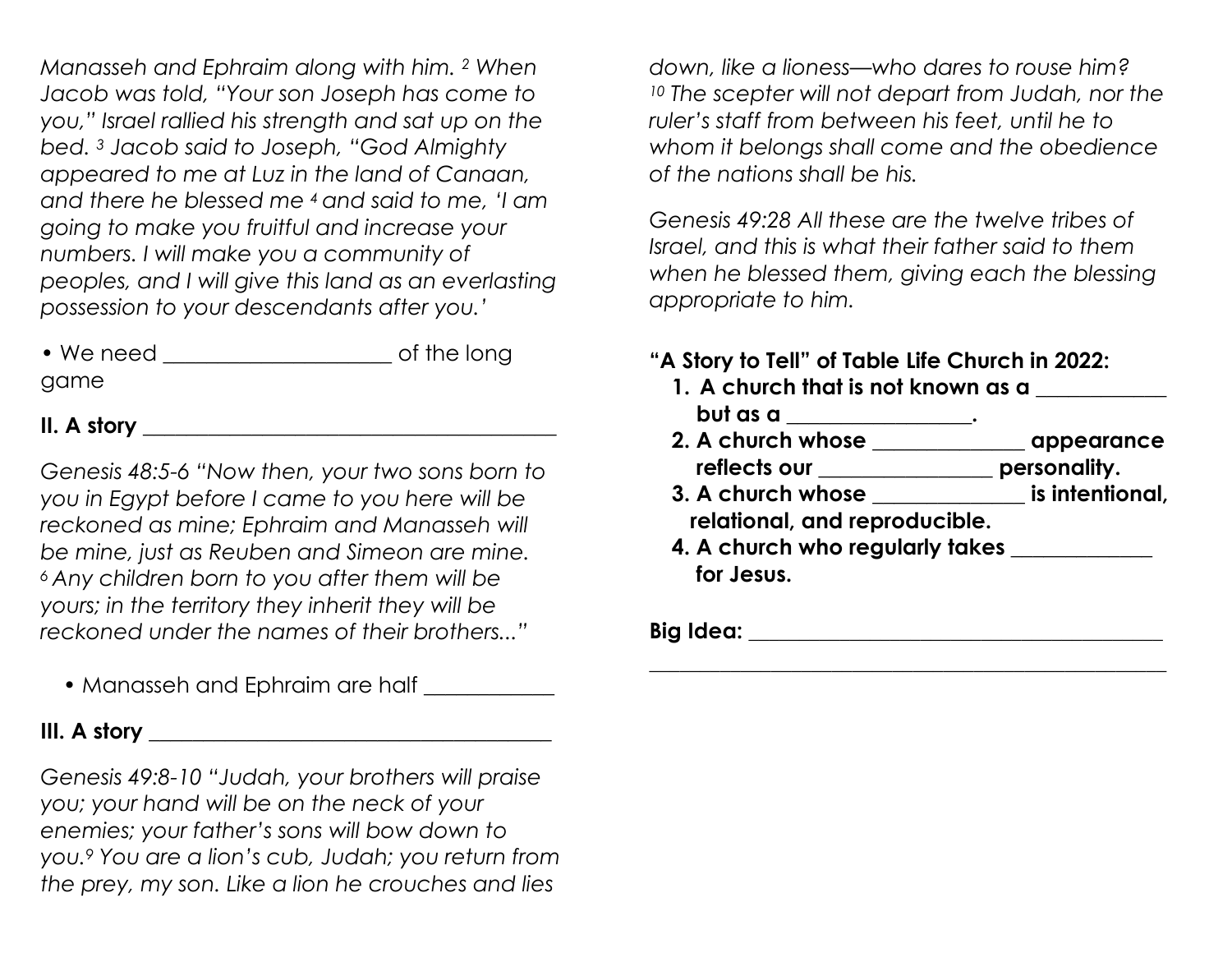*Manasseh and Ephraim along with him. [2] When Jacob was told, "Your son Joseph has come to you," Israel rallied his strength and sat up on the bed. [3] Jacob said to Joseph, "God Almighty appeared to me at Luz in the land of Canaan, and there he blessed me [4] and said to me, 'I am going to make you fruitful and increase your numbers. I will make you a community of peoples, and I will give this land as an everlasting possession to your descendants after you.'*

• We need ____________________ of the long game

**II. A story _____________________________________**

*Genesis 48:5-6 "Now then, your two sons born to you in Egypt before I came to you here will be reckoned as mine; Ephraim and Manasseh will be mine, just as Reuben and Simeon are mine. [6] Any children born to you after them will be yours; in the territory they inherit they will be reckoned under the names of their brothers..."*

- Manasseh and Ephraim are half ___________

**III. A story ____________________________________**

*Genesis 49:8-10 "Judah, your brothers will praise you; your hand will be on the neck of your enemies; your father's sons will bow down to you.[9] You are a lion's cub, Judah; you return from the prey, my son. Like a lion he crouches and lies down, like a lioness—who dares to rouse him? [10] The scepter will not depart from Judah, nor the ruler's staff from between his feet, until he to whom it belongs shall come and the obedience of the nations shall be his.*

*Genesis 49:28 All these are the twelve tribes of Israel, and this is what their father said to them when he blessed them, giving each the blessing appropriate to him.*

**"A Story to Tell" of Table Life Church in 2022:**

1. **A church that is not known as a ___________ but as a ________________.**
2. **A church whose _____________ appearance reflects our _______________ personality.**
3. **A church whose _____________ is intentional, relational, and reproducible.**
4. **A church who regularly takes ____________ for Jesus.**

**Big Idea: ______________________________________**

______________________________________________